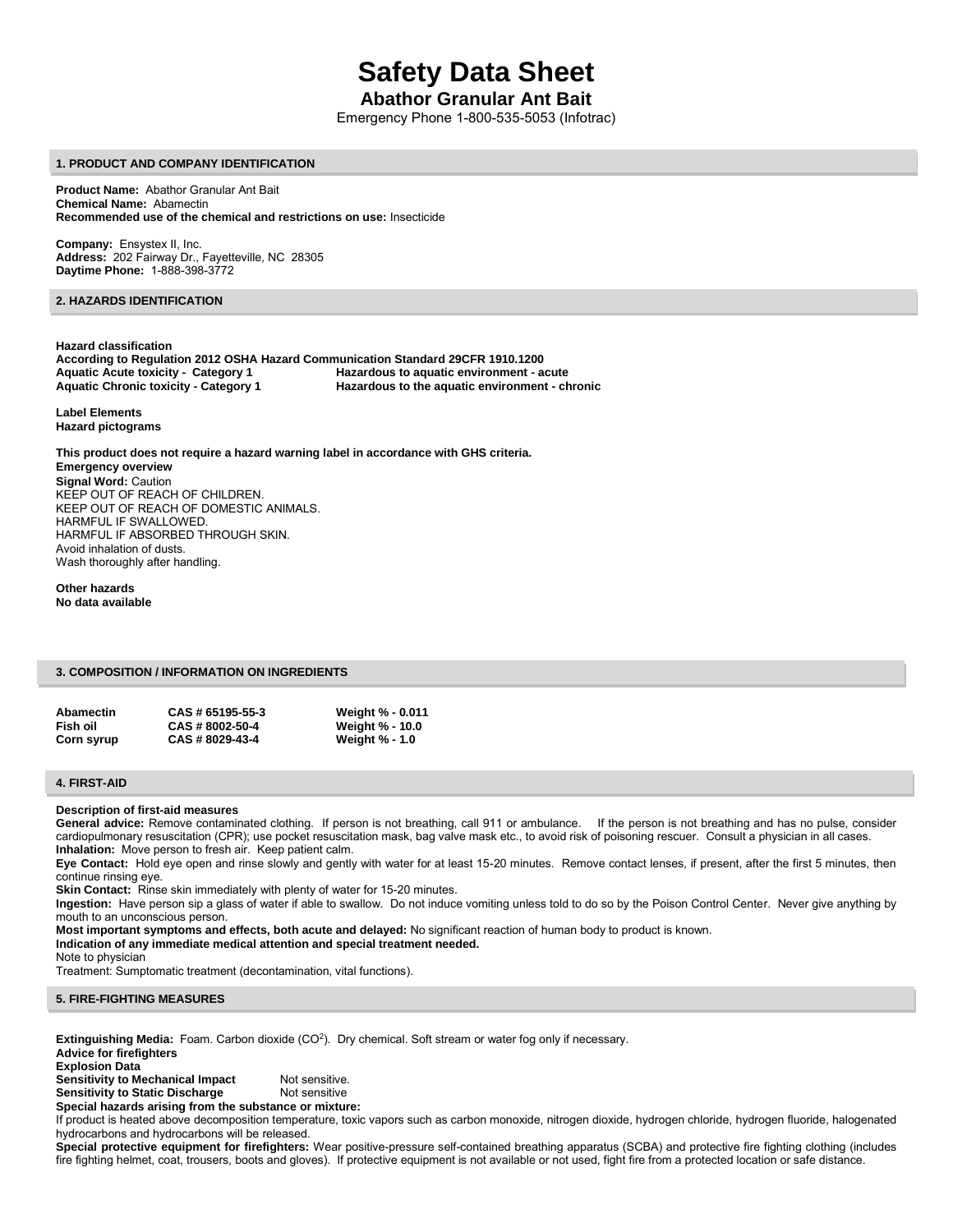# Safety Data Sheet

## Abathor Granular Ant Bait

Emergency Phone 1-800-535-5053 (Infotrac)

### 1. PRODUCT AND COMPANY IDENTIFICATION

**Product Name:** Abathor Granular Ant Bait
**Chemical Name:** Abamectin
**Recommended use of the chemical and restrictions on use:** Insecticide

**Company:** Ensystex II, Inc.
**Address:** 202 Fairway Dr., Fayetteville, NC 28305
**Daytime Phone:** 1-888-398-3772

### 2. HAZARDS IDENTIFICATION

**Hazard classification**
**According to Regulation 2012 OSHA Hazard Communication Standard 29CFR 1910.1200**

| | |
|---|---|
| **Aquatic Acute toxicity - Category 1** | **Hazardous to aquatic environment - acute** |
| **Aquatic Chronic toxicity - Category 1** | **Hazardous to the aquatic environment - chronic** |

**Label Elements**
**Hazard pictograms**

**This product does not require a hazard warning label in accordance with GHS criteria.**
**Emergency overview**
**Signal Word:** Caution
KEEP OUT OF REACH OF CHILDREN.
KEEP OUT OF REACH OF DOMESTIC ANIMALS.
HARMFUL IF SWALLOWED.
HARMFUL IF ABSORBED THROUGH SKIN.
Avoid inhalation of dusts.
Wash thoroughly after handling.

**Other hazards**
**No data available**

### 3. COMPOSITION / INFORMATION ON INGREDIENTS

| | | |
|---|---|---|
| **Abamectin** | **CAS # 65195-55-3** | **Weight % - 0.011** |
| **Fish oil** | **CAS # 8002-50-4** | **Weight % - 10.0** |
| **Corn syrup** | **CAS # 8029-43-4** | **Weight % - 1.0** |

### 4. FIRST-AID

**Description of first-aid measures**
**General advice:** Remove contaminated clothing. If person is not breathing, call 911 or ambulance. If the person is not breathing and has no pulse, consider cardiopulmonary resuscitation (CPR); use pocket resuscitation mask, bag valve mask etc., to avoid risk of poisoning rescuer. Consult a physician in all cases.
**Inhalation:** Move person to fresh air. Keep patient calm.
**Eye Contact:** Hold eye open and rinse slowly and gently with water for at least 15-20 minutes. Remove contact lenses, if present, after the first 5 minutes, then continue rinsing eye.
**Skin Contact:** Rinse skin immediately with plenty of water for 15-20 minutes.
**Ingestion:** Have person sip a glass of water if able to swallow. Do not induce vomiting unless told to do so by the Poison Control Center. Never give anything by mouth to an unconscious person.
**Most important symptoms and effects, both acute and delayed:** No significant reaction of human body to product is known.
**Indication of any immediate medical attention and special treatment needed.**
Note to physician
Treatment: Sumptomatic treatment (decontamination, vital functions).

### 5. FIRE-FIGHTING MEASURES

**Extinguishing Media:** Foam. Carbon dioxide ($CO^2$). Dry chemical. Soft stream or water fog only if necessary.
**Advice for firefighters**
**Explosion Data**
**Sensitivity to Mechanical Impact** Not sensitive.
**Sensitivity to Static Discharge** Not sensitive
**Special hazards arising from the substance or mixture:**
If product is heated above decomposition temperature, toxic vapors such as carbon monoxide, nitrogen dioxide, hydrogen chloride, hydrogen fluoride, halogenated hydrocarbons and hydrocarbons will be released.
**Special protective equipment for firefighters:** Wear positive-pressure self-contained breathing apparatus (SCBA) and protective fire fighting clothing (includes fire fighting helmet, coat, trousers, boots and gloves). If protective equipment is not available or not used, fight fire from a protected location or safe distance.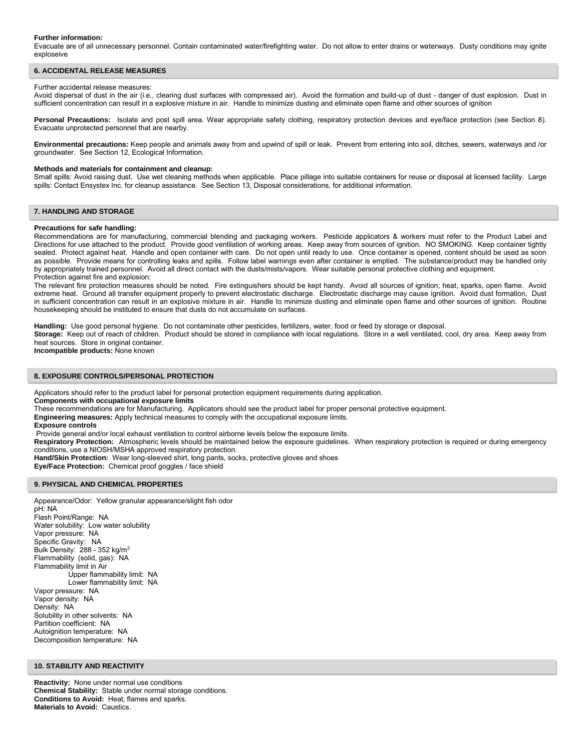**Further information:**
Evacuate are of all unnecessary personnel. Contain contaminated water/firefighting water. Do not allow to enter drains or waterways. Dusty conditions may ignite exploseive

## 6. ACCIDENTAL RELEASE MEASURES

Further accidental release measures:
Avoid dispersal of dust in the air (i.e., clearing dust surfaces with compressed air). Avoid the formation and build-up of dust - danger of dust explosion. Dust in sufficient concentration can result in a explosive mixture in air. Handle to minimize dusting and eliminate open flame and other sources of ignition

**Personal Precautions:** Isolate and post spill area. Wear appropriate safety clothing, respiratory protection devices and eye/face protection (see Section 8). Evacuate unprotected personnel that are nearby.

**Environmental precautions:** Keep people and animals away from and upwind of spill or leak. Prevent from entering into soil, ditches, sewers, waterways and /or groundwater. See Section 12, Ecological Information.

**Methods and materials for containment and cleanup:**
Small spills: Avoid raising dust. Use wet cleaning methods when applicable. Place pillage into suitable containers for reuse or disposal at licensed facility. Large spills: Contact Ensystex Inc. for cleanup assistance. See Section 13, Disposal considerations, for additional information.

## 7. HANDLING AND STORAGE

**Precautions for safe handling:**
Recommendations are for manufacturing, commercial blending and packaging workers. Pesticide applicators & workers must refer to the Product Label and Directions for use attached to the product. Provide good ventilation of working areas. Keep away from sources of ignition. NO SMOKING. Keep container tightly sealed. Protect against heat. Handle and open container with care. Do not open until ready to use. Once container is opened, content should be used as soon as possible. Provide means for controlling leaks and spills. Follow label warnings even after container is emptied. The substance/product may be handled only by appropriately trained personnel. Avoid all direct contact with the dusts/mists/vapors. Wear suitable personal protective clothing and equipment.
Protection against fire and explosion:
The relevant fire protection measures should be noted. Fire extinguishers should be kept handy. Avoid all sources of ignition; heat, sparks, open flame. Avoid extreme heat. Ground all transfer equipment properly to prevent electrostatic discharge. Electrostatic discharge may cause ignition. Avoid dust formation. Dust in sufficient concentration can result in an explosive mixture in air. Handle to minimize dusting and eliminate open flame and other sources of ignition. Routine housekeeping should be instituted to ensure that dusts do not accumulate on surfaces.

**Handling:** Use good personal hygiene. Do not contaminate other pesticides, fertilizers, water, food or feed by storage or disposal.
**Storage:** Keep out of reach of children. Product should be stored in compliance with local regulations. Store in a well ventilated, cool, dry area. Keep away from heat sources. Store in original container.
**Incompatible products:** None known

## 8. EXPOSURE CONTROLS/PERSONAL PROTECTION

Applicators should refer to the product label for personal protection equipment requirements during application.
**Components with occupational exposure limits**
These recommendations are for Manufacturing. Applicators should see the product label for proper personal protective equipment.
**Engineering measures:** Apply technical measures to comply with the occupational exposure limits.
**Exposure controls**
Provide general and/or local exhaust ventilation to control airborne levels below the exposure limits.
**Respiratory Protection:** Atmospheric levels should be maintained below the exposure guidelines. When respiratory protection is required or during emergency conditions, use a NIOSH/MSHA approved respiratory protection.
**Hand/Skin Protection:** Wear long-sleeved shirt, long pants, socks, protective gloves and shoes
**Eye/Face Protection:** Chemical proof goggles / face shield

## 9. PHYSICAL AND CHEMICAL PROPERTIES

Appearance/Odor: Yellow granular appearance/slight fish odor
pH: NA
Flash Point/Range: NA
Water solubility: Low water solubility
Vapor pressure: NA
Specific Gravity: NA
Bulk Density: 288 - 352 kg/$m^3$
Flammability (solid, gas): NA
Flammability limit in Air
 Upper flammability limit: NA
 Lower flammability limit: NA
Vapor pressure: NA
Vapor density: NA
Density: NA
Solubility in other solvents: NA
Partition coefficient: NA
Autoignition temperature: NA
Decomposition temperature: NA

## 10. STABILITY AND REACTIVITY

**Reactivity:** None under normal use conditions
**Chemical Stability:** Stable under normal storage conditions.
**Conditions to Avoid:** Heat, flames and sparks.
**Materials to Avoid:** Caustics.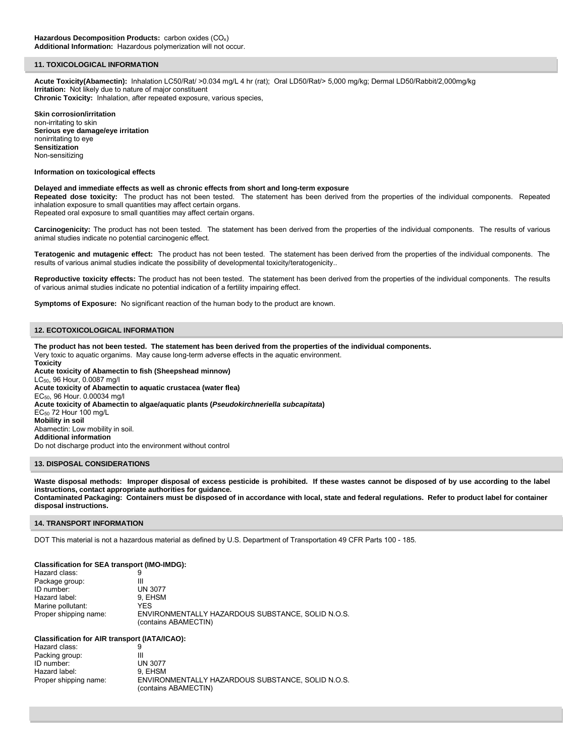**Hazardous Decomposition Products:** carbon oxides ($CO_x$)
**Additional Information:** Hazardous polymerization will not occur.

## 11. TOXICOLOGICAL INFORMATION

**Acute Toxicity(Abamectin):** Inhalation LC50/Rat/ >0.034 mg/L 4 hr (rat); Oral LD50/Rat/> 5,000 mg/kg; Dermal LD50/Rabbit/2,000mg/kg
**Irritation:** Not likely due to nature of major constituent
**Chronic Toxicity:** Inhalation, after repeated exposure, various species,

**Skin corrosion/irritation**
non-irritating to skin
**Serious eye damage/eye irritation**
nonirritating to eye
**Sensitization**
Non-sensitizing

**Information on toxicological effects**

**Delayed and immediate effects as well as chronic effects from short and long-term exposure**
**Repeated dose toxicity:** The product has not been tested. The statement has been derived from the properties of the individual components. Repeated inhalation exposure to small quantities may affect certain organs.
Repeated oral exposure to small quantities may affect certain organs.

**Carcinogenicity:** The product has not been tested. The statement has been derived from the properties of the individual components. The results of various animal studies indicate no potential carcinogenic effect.

**Teratogenic and mutagenic effect:** The product has not been tested. The statement has been derived from the properties of the individual components. The results of various animal studies indicate the possibility of developmental toxicity/teratogenicity..

**Reproductive toxicity effects:** The product has not been tested. The statement has been derived from the properties of the individual components. The results of various animal studies indicate no potential indication of a fertility impairing effect.

**Symptoms of Exposure:** No significant reaction of the human body to the product are known.

## 12. ECOTOXICOLOGICAL INFORMATION

**The product has not been tested. The statement has been derived from the properties of the individual components.**
Very toxic to aquatic organims. May cause long-term adverse effects in the aquatic environment.
**Toxicity**
**Acute toxicity of Abamectin to fish (Sheepshead minnow)**
$LC_{50}$, 96 Hour, 0.0087 mg/l
**Acute toxicity of Abamectin to aquatic crustacea (water flea)**
$EC_{50}$, 96 Hour. 0.00034 mg/l
**Acute toxicity of Abamectin to algae/aquatic plants (*Pseudokirchneriella subcapitata*)**
$EC_{50}$ 72 Hour 100 mg/L
**Mobility in soil**
Abamectin: Low mobility in soil.
**Additional information**
Do not discharge product into the environment without control

## 13. DISPOSAL CONSIDERATIONS

**Waste disposal methods: Improper disposal of excess pesticide is prohibited. If these wastes cannot be disposed of by use according to the label instructions, contact appropriate authorities for guidance.**
**Contaminated Packaging: Containers must be disposed of in accordance with local, state and federal regulations. Refer to product label for container disposal instructions.**

## 14. TRANSPORT INFORMATION

DOT This material is not a hazardous material as defined by U.S. Department of Transportation 49 CFR Parts 100 - 185.

**Classification for SEA transport (IMO-IMDG):**

| | |
|---|---|
| Hazard class: | 9 |
| Package group: | III |
| ID number: | UN 3077 |
| Hazard label: | 9, EHSM |
| Marine pollutant: | YES |
| Proper shipping name: | ENVIRONMENTALLY HAZARDOUS SUBSTANCE, SOLID N.O.S. (contains ABAMECTIN) |

**Classification for AIR transport (IATA/ICAO):**

| | |
|---|---|
| Hazard class: | 9 |
| Packing group: | III |
| ID number: | UN 3077 |
| Hazard label: | 9, EHSM |
| Proper shipping name: | ENVIRONMENTALLY HAZARDOUS SUBSTANCE, SOLID N.O.S. (contains ABAMECTIN) |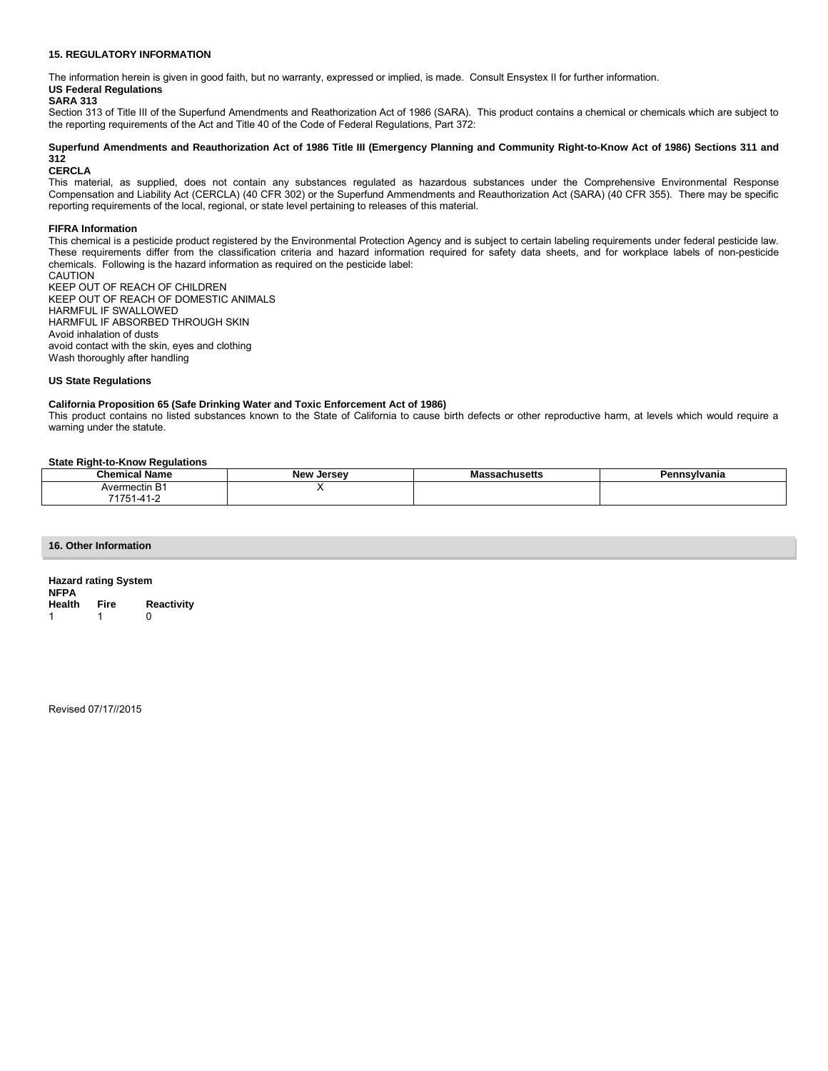## 15. REGULATORY INFORMATION

The information herein is given in good faith, but no warranty, expressed or implied, is made. Consult Ensystex II for further information.

**US Federal Regulations**

**SARA 313**

Section 313 of Title III of the Superfund Amendments and Reathorization Act of 1986 (SARA). This product contains a chemical or chemicals which are subject to the reporting requirements of the Act and Title 40 of the Code of Federal Regulations, Part 372:

**Superfund Amendments and Reauthorization Act of 1986 Title III (Emergency Planning and Community Right-to-Know Act of 1986) Sections 311 and 312**

**CERCLA**

This material, as supplied, does not contain any substances regulated as hazardous substances under the Comprehensive Environmental Response Compensation and Liability Act (CERCLA) (40 CFR 302) or the Superfund Ammendments and Reauthorization Act (SARA) (40 CFR 355). There may be specific reporting requirements of the local, regional, or state level pertaining to releases of this material.

**FIFRA Information**

This chemical is a pesticide product registered by the Environmental Protection Agency and is subject to certain labeling requirements under federal pesticide law. These requirements differ from the classification criteria and hazard information required for safety data sheets, and for workplace labels of non-pesticide chemicals. Following is the hazard information as required on the pesticide label:

CAUTION
KEEP OUT OF REACH OF CHILDREN
KEEP OUT OF REACH OF DOMESTIC ANIMALS
HARMFUL IF SWALLOWED
HARMFUL IF ABSORBED THROUGH SKIN
Avoid inhalation of dusts
avoid contact with the skin, eyes and clothing
Wash thoroughly after handling

**US State Regulations**

**California Proposition 65 (Safe Drinking Water and Toxic Enforcement Act of 1986)**

This product contains no listed substances known to the State of California to cause birth defects or other reproductive harm, at levels which would require a warning under the statute.

**State Right-to-Know Regulations**

| Chemical Name | New Jersey | Massachusetts | Pennsylvania |
|---|---|---|---|
| Avermectin B1 71751-41-2 | X | | |

## 16. Other Information

**Hazard rating System**

**NFPA**

| Health | Fire | Reactivity |
|---|---|---|
| 1 | 1 | 0 |

Revised 07/17//2015